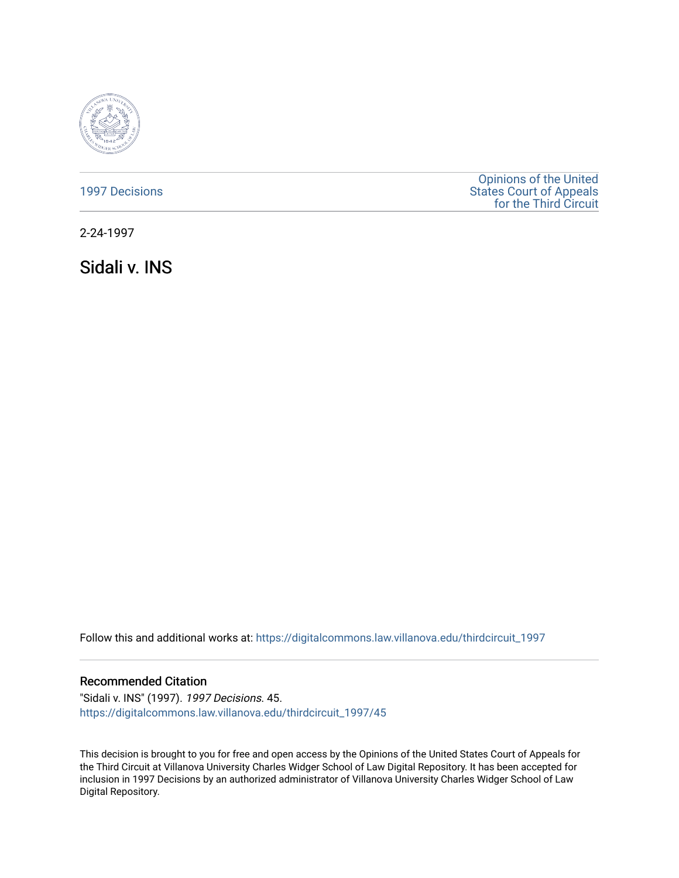1997 Decisions

Opinions of the United States Court of Appeals for the Third Circuit

2-24-1997

# Sidali v. INS

Follow this and additional works at: https://digitalcommons.law.villanova.edu/thirdcircuit_1997

## Recommended Citation

"Sidali v. INS" (1997). *1997 Decisions*. 45.
https://digitalcommons.law.villanova.edu/thirdcircuit_1997/45

This decision is brought to you for free and open access by the Opinions of the United States Court of Appeals for the Third Circuit at Villanova University Charles Widger School of Law Digital Repository. It has been accepted for inclusion in 1997 Decisions by an authorized administrator of Villanova University Charles Widger School of Law Digital Repository.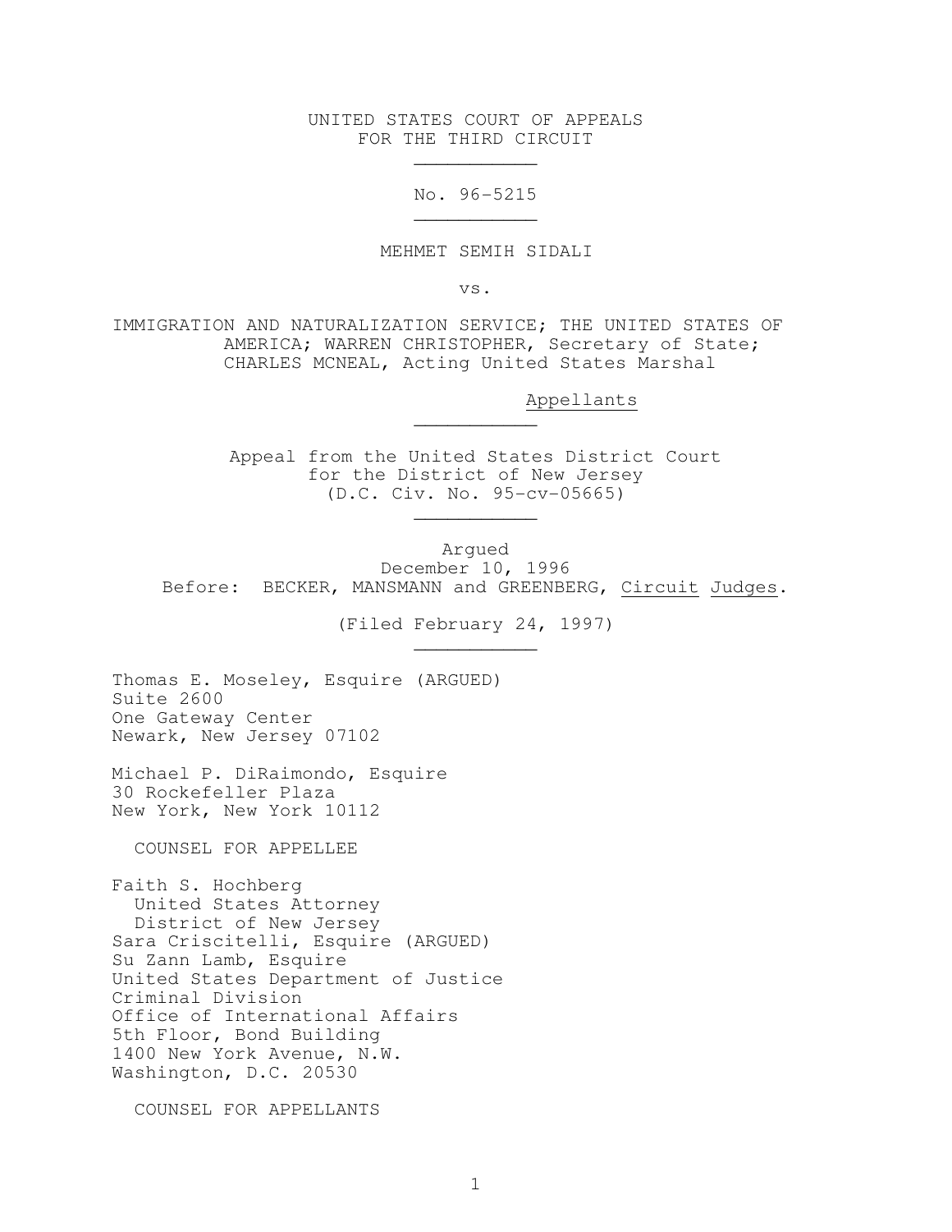UNITED STATES COURT OF APPEALS
FOR THE THIRD CIRCUIT

---

No. 96-5215

---

MEHMET SEMIH SIDALI

vs.

IMMIGRATION AND NATURALIZATION SERVICE; THE UNITED STATES OF AMERICA; WARREN CHRISTOPHER, Secretary of State; CHARLES MCNEAL, Acting United States Marshal

Appellants

---

Appeal from the United States District Court
for the District of New Jersey
(D.C. Civ. No. 95-cv-05665)

---

Argued
December 10, 1996
Before: BECKER, MANSMANN and GREENBERG, Circuit Judges.

(Filed February 24, 1997)

---

Thomas E. Moseley, Esquire (ARGUED)
Suite 2600
One Gateway Center
Newark, New Jersey 07102

Michael P. DiRaimondo, Esquire
30 Rockefeller Plaza
New York, New York 10112

COUNSEL FOR APPELLEE

Faith S. Hochberg
United States Attorney
District of New Jersey
Sara Criscitelli, Esquire (ARGUED)
Su Zann Lamb, Esquire
United States Department of Justice
Criminal Division
Office of International Affairs
5th Floor, Bond Building
1400 New York Avenue, N.W.
Washington, D.C. 20530

COUNSEL FOR APPELLANTS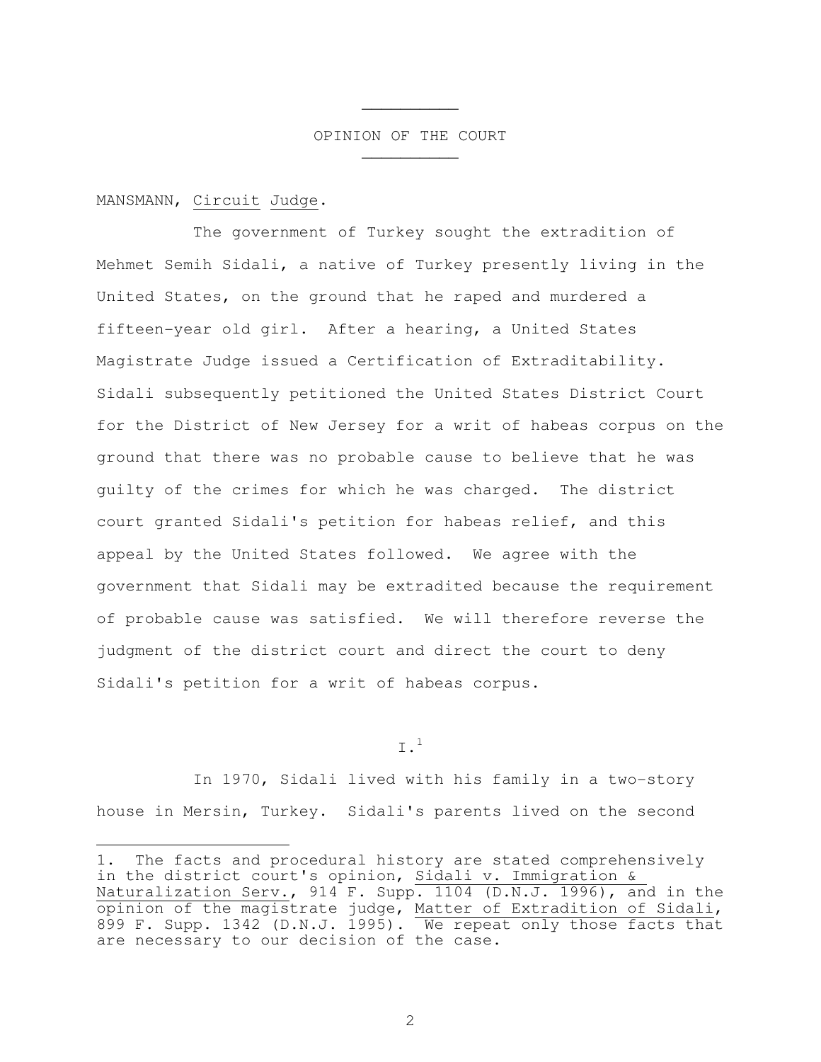## OPINION OF THE COURT

MANSMANN, Circuit Judge.

The government of Turkey sought the extradition of Mehmet Semih Sidali, a native of Turkey presently living in the United States, on the ground that he raped and murdered a fifteen-year old girl. After a hearing, a United States Magistrate Judge issued a Certification of Extraditability. Sidali subsequently petitioned the United States District Court for the District of New Jersey for a writ of habeas corpus on the ground that there was no probable cause to believe that he was guilty of the crimes for which he was charged. The district court granted Sidali's petition for habeas relief, and this appeal by the United States followed. We agree with the government that Sidali may be extradited because the requirement of probable cause was satisfied. We will therefore reverse the judgment of the district court and direct the court to deny Sidali's petition for a writ of habeas corpus.

### I.[1]

In 1970, Sidali lived with his family in a two-story house in Mersin, Turkey. Sidali's parents lived on the second

---

1. The facts and procedural history are stated comprehensively in the district court's opinion, Sidali v. Immigration & Naturalization Serv., 914 F. Supp. 1104 (D.N.J. 1996), and in the opinion of the magistrate judge, Matter of Extradition of Sidali, 899 F. Supp. 1342 (D.N.J. 1995). We repeat only those facts that are necessary to our decision of the case.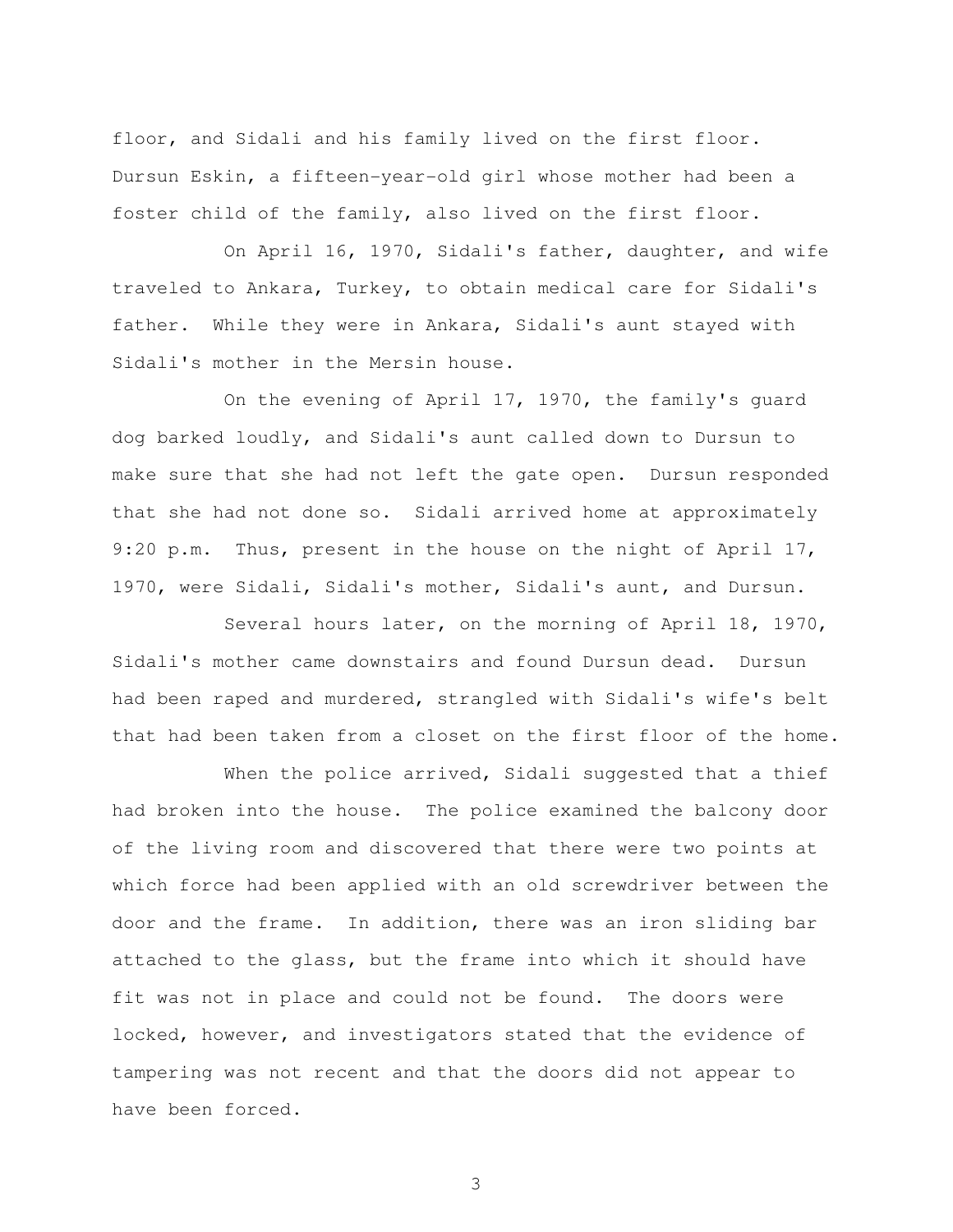floor, and Sidali and his family lived on the first floor. Dursun Eskin, a fifteen-year-old girl whose mother had been a foster child of the family, also lived on the first floor.

On April 16, 1970, Sidali's father, daughter, and wife traveled to Ankara, Turkey, to obtain medical care for Sidali's father. While they were in Ankara, Sidali's aunt stayed with Sidali's mother in the Mersin house.

On the evening of April 17, 1970, the family's guard dog barked loudly, and Sidali's aunt called down to Dursun to make sure that she had not left the gate open. Dursun responded that she had not done so. Sidali arrived home at approximately 9:20 p.m. Thus, present in the house on the night of April 17, 1970, were Sidali, Sidali's mother, Sidali's aunt, and Dursun.

Several hours later, on the morning of April 18, 1970, Sidali's mother came downstairs and found Dursun dead. Dursun had been raped and murdered, strangled with Sidali's wife's belt that had been taken from a closet on the first floor of the home.

When the police arrived, Sidali suggested that a thief had broken into the house. The police examined the balcony door of the living room and discovered that there were two points at which force had been applied with an old screwdriver between the door and the frame. In addition, there was an iron sliding bar attached to the glass, but the frame into which it should have fit was not in place and could not be found. The doors were locked, however, and investigators stated that the evidence of tampering was not recent and that the doors did not appear to have been forced.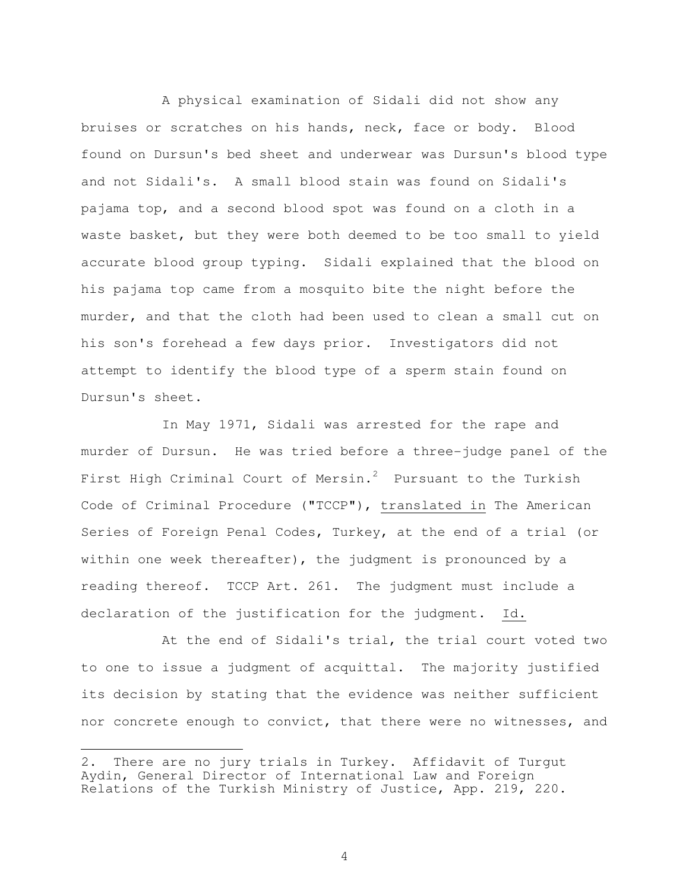A physical examination of Sidali did not show any bruises or scratches on his hands, neck, face or body. Blood found on Dursun's bed sheet and underwear was Dursun's blood type and not Sidali's. A small blood stain was found on Sidali's pajama top, and a second blood spot was found on a cloth in a waste basket, but they were both deemed to be too small to yield accurate blood group typing. Sidali explained that the blood on his pajama top came from a mosquito bite the night before the murder, and that the cloth had been used to clean a small cut on his son's forehead a few days prior. Investigators did not attempt to identify the blood type of a sperm stain found on Dursun's sheet.

In May 1971, Sidali was arrested for the rape and murder of Dursun. He was tried before a three-judge panel of the First High Criminal Court of Mersin.[2] Pursuant to the Turkish Code of Criminal Procedure ("TCCP"), translated in The American Series of Foreign Penal Codes, Turkey, at the end of a trial (or within one week thereafter), the judgment is pronounced by a reading thereof. TCCP Art. 261. The judgment must include a declaration of the justification for the judgment. Id.

At the end of Sidali's trial, the trial court voted two to one to issue a judgment of acquittal. The majority justified its decision by stating that the evidence was neither sufficient nor concrete enough to convict, that there were no witnesses, and

---

2. There are no jury trials in Turkey. Affidavit of Turgut Aydin, General Director of International Law and Foreign Relations of the Turkish Ministry of Justice, App. 219, 220.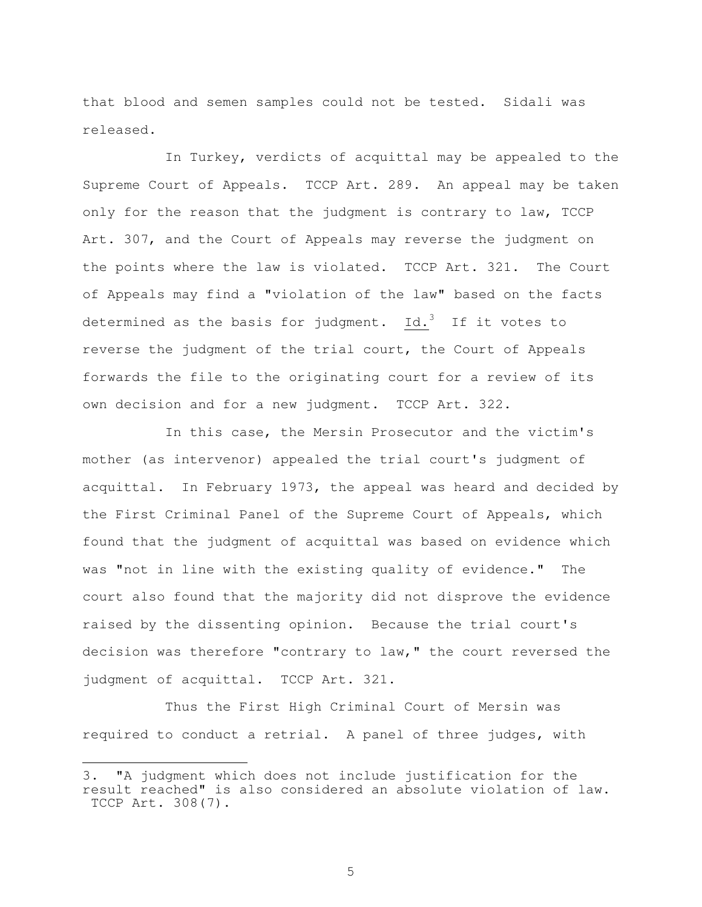that blood and semen samples could not be tested. Sidali was released.

In Turkey, verdicts of acquittal may be appealed to the Supreme Court of Appeals. TCCP Art. 289. An appeal may be taken only for the reason that the judgment is contrary to law, TCCP Art. 307, and the Court of Appeals may reverse the judgment on the points where the law is violated. TCCP Art. 321. The Court of Appeals may find a "violation of the law" based on the facts determined as the basis for judgment. Id.[3] If it votes to reverse the judgment of the trial court, the Court of Appeals forwards the file to the originating court for a review of its own decision and for a new judgment. TCCP Art. 322.

In this case, the Mersin Prosecutor and the victim's mother (as intervenor) appealed the trial court's judgment of acquittal. In February 1973, the appeal was heard and decided by the First Criminal Panel of the Supreme Court of Appeals, which found that the judgment of acquittal was based on evidence which was "not in line with the existing quality of evidence." The court also found that the majority did not disprove the evidence raised by the dissenting opinion. Because the trial court's decision was therefore "contrary to law," the court reversed the judgment of acquittal. TCCP Art. 321.

Thus the First High Criminal Court of Mersin was required to conduct a retrial. A panel of three judges, with

---

3. "A judgment which does not include justification for the result reached" is also considered an absolute violation of law. TCCP Art. 308(7).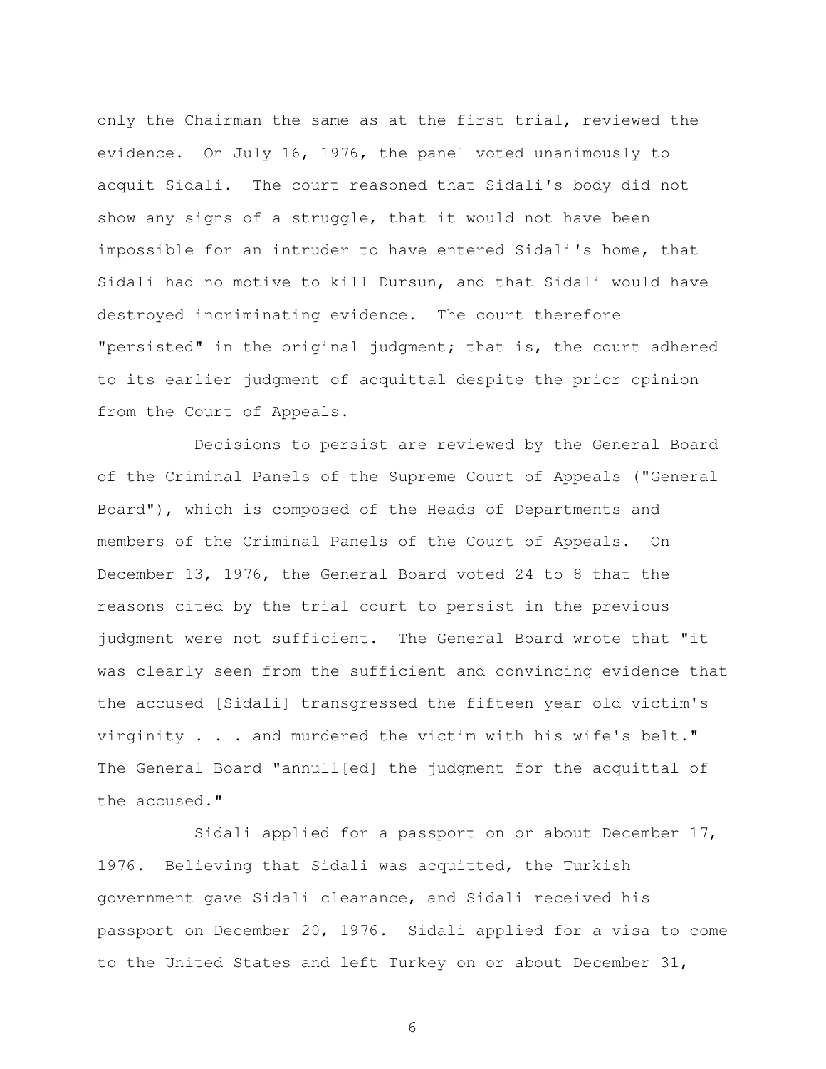only the Chairman the same as at the first trial, reviewed the evidence. On July 16, 1976, the panel voted unanimously to acquit Sidali. The court reasoned that Sidali's body did not show any signs of a struggle, that it would not have been impossible for an intruder to have entered Sidali's home, that Sidali had no motive to kill Dursun, and that Sidali would have destroyed incriminating evidence. The court therefore "persisted" in the original judgment; that is, the court adhered to its earlier judgment of acquittal despite the prior opinion from the Court of Appeals.

Decisions to persist are reviewed by the General Board of the Criminal Panels of the Supreme Court of Appeals ("General Board"), which is composed of the Heads of Departments and members of the Criminal Panels of the Court of Appeals. On December 13, 1976, the General Board voted 24 to 8 that the reasons cited by the trial court to persist in the previous judgment were not sufficient. The General Board wrote that "it was clearly seen from the sufficient and convincing evidence that the accused [Sidali] transgressed the fifteen year old victim's virginity . . . and murdered the victim with his wife's belt." The General Board "annull[ed] the judgment for the acquittal of the accused."

Sidali applied for a passport on or about December 17, 1976. Believing that Sidali was acquitted, the Turkish government gave Sidali clearance, and Sidali received his passport on December 20, 1976. Sidali applied for a visa to come to the United States and left Turkey on or about December 31,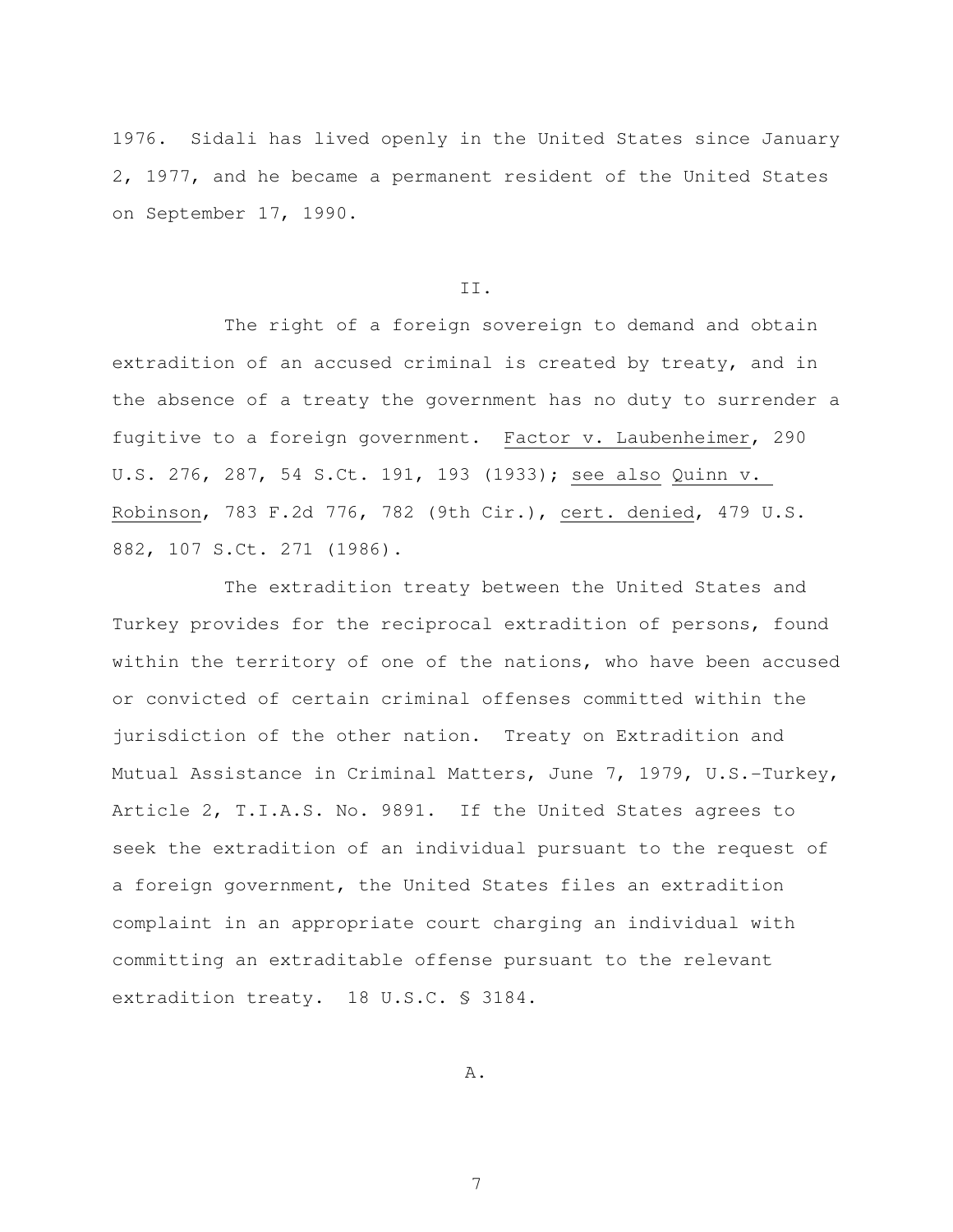1976. Sidali has lived openly in the United States since January 2, 1977, and he became a permanent resident of the United States on September 17, 1990.

## II.

The right of a foreign sovereign to demand and obtain extradition of an accused criminal is created by treaty, and in the absence of a treaty the government has no duty to surrender a fugitive to a foreign government. Factor v. Laubenheimer, 290 U.S. 276, 287, 54 S.Ct. 191, 193 (1933); see also Quinn v. Robinson, 783 F.2d 776, 782 (9th Cir.), cert. denied, 479 U.S. 882, 107 S.Ct. 271 (1986).

The extradition treaty between the United States and Turkey provides for the reciprocal extradition of persons, found within the territory of one of the nations, who have been accused or convicted of certain criminal offenses committed within the jurisdiction of the other nation. Treaty on Extradition and Mutual Assistance in Criminal Matters, June 7, 1979, U.S.-Turkey, Article 2, T.I.A.S. No. 9891. If the United States agrees to seek the extradition of an individual pursuant to the request of a foreign government, the United States files an extradition complaint in an appropriate court charging an individual with committing an extraditable offense pursuant to the relevant extradition treaty. 18 U.S.C. § 3184.

### A.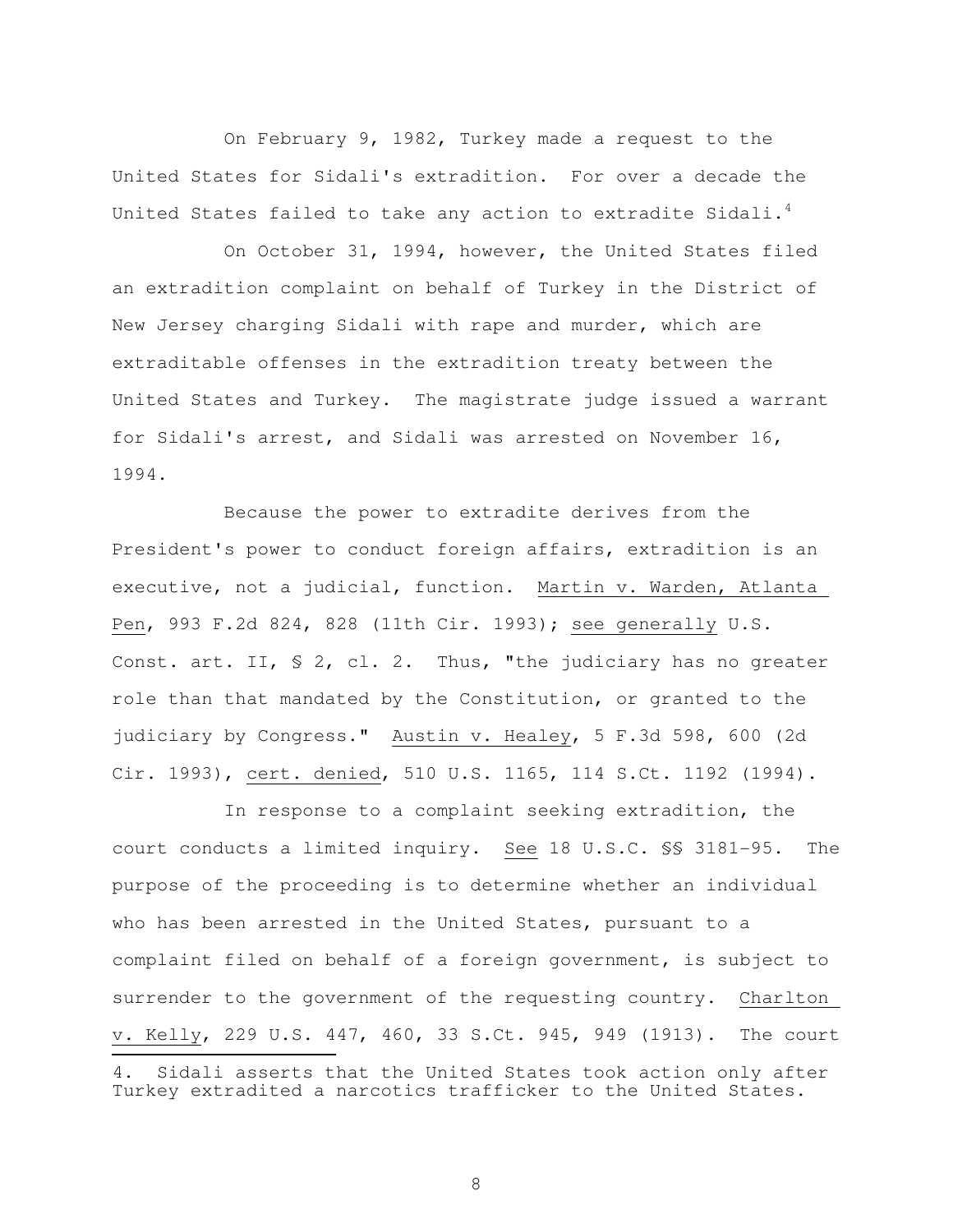On February 9, 1982, Turkey made a request to the United States for Sidali's extradition. For over a decade the United States failed to take any action to extradite Sidali.[4]

On October 31, 1994, however, the United States filed an extradition complaint on behalf of Turkey in the District of New Jersey charging Sidali with rape and murder, which are extraditable offenses in the extradition treaty between the United States and Turkey. The magistrate judge issued a warrant for Sidali's arrest, and Sidali was arrested on November 16, 1994.

Because the power to extradite derives from the President's power to conduct foreign affairs, extradition is an executive, not a judicial, function. Martin v. Warden, Atlanta Pen, 993 F.2d 824, 828 (11th Cir. 1993); see generally U.S. Const. art. II, § 2, cl. 2. Thus, "the judiciary has no greater role than that mandated by the Constitution, or granted to the judiciary by Congress." Austin v. Healey, 5 F.3d 598, 600 (2d Cir. 1993), cert. denied, 510 U.S. 1165, 114 S.Ct. 1192 (1994).

In response to a complaint seeking extradition, the court conducts a limited inquiry. See 18 U.S.C. §§ 3181-95. The purpose of the proceeding is to determine whether an individual who has been arrested in the United States, pursuant to a complaint filed on behalf of a foreign government, is subject to surrender to the government of the requesting country. Charlton v. Kelly, 229 U.S. 447, 460, 33 S.Ct. 945, 949 (1913). The court

4. Sidali asserts that the United States took action only after Turkey extradited a narcotics trafficker to the United States.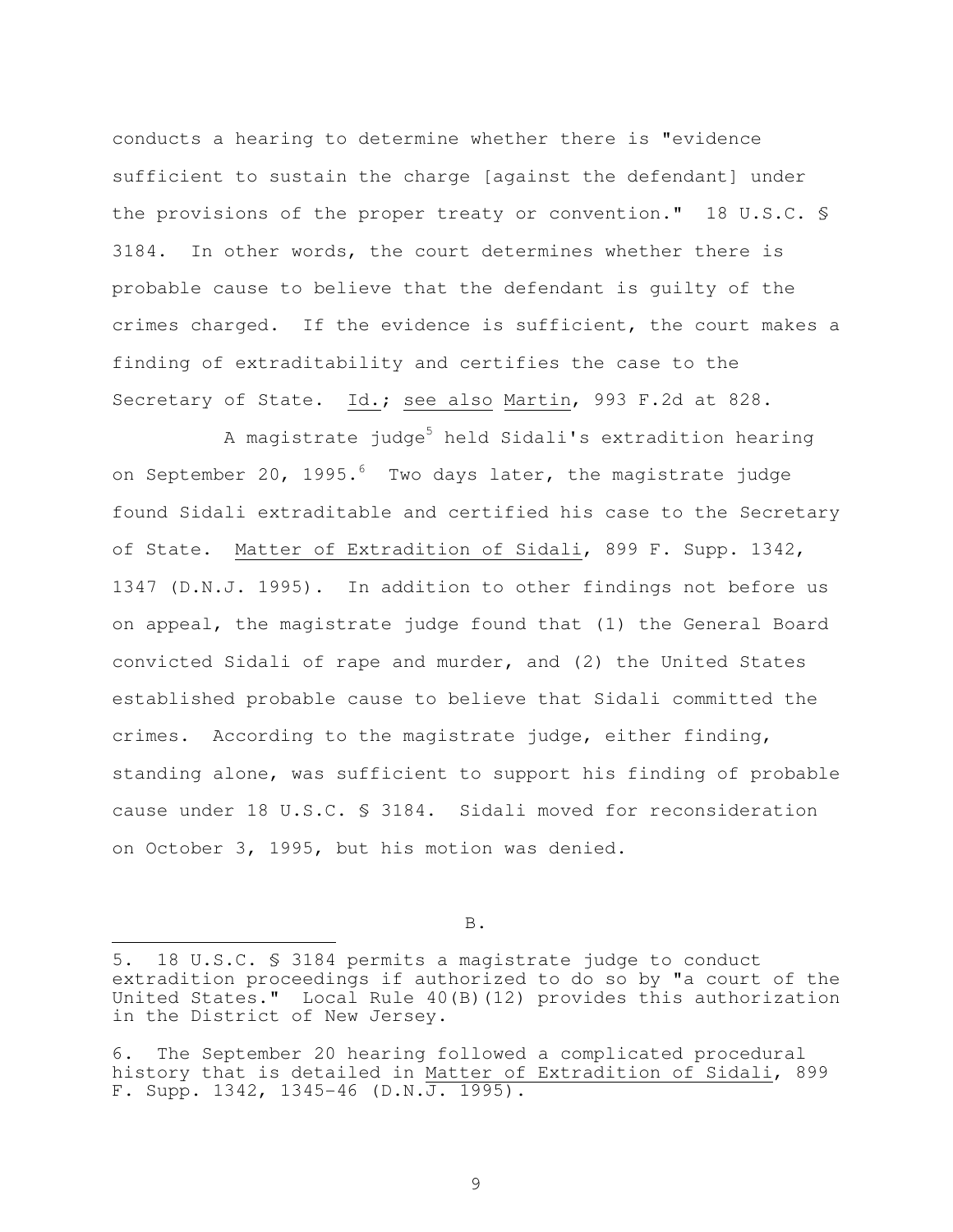conducts a hearing to determine whether there is "evidence sufficient to sustain the charge [against the defendant] under the provisions of the proper treaty or convention." 18 U.S.C. § 3184. In other words, the court determines whether there is probable cause to believe that the defendant is guilty of the crimes charged. If the evidence is sufficient, the court makes a finding of extraditability and certifies the case to the Secretary of State. Id.; see also Martin, 993 F.2d at 828.

A magistrate judge[5] held Sidali's extradition hearing on September 20, 1995.[6] Two days later, the magistrate judge found Sidali extraditable and certified his case to the Secretary of State. Matter of Extradition of Sidali, 899 F. Supp. 1342, 1347 (D.N.J. 1995). In addition to other findings not before us on appeal, the magistrate judge found that (1) the General Board convicted Sidali of rape and murder, and (2) the United States established probable cause to believe that Sidali committed the crimes. According to the magistrate judge, either finding, standing alone, was sufficient to support his finding of probable cause under 18 U.S.C. § 3184. Sidali moved for reconsideration on October 3, 1995, but his motion was denied.

B.

---

5. 18 U.S.C. § 3184 permits a magistrate judge to conduct extradition proceedings if authorized to do so by "a court of the United States." Local Rule 40(B)(12) provides this authorization in the District of New Jersey.

6. The September 20 hearing followed a complicated procedural history that is detailed in Matter of Extradition of Sidali, 899 F. Supp. 1342, 1345-46 (D.N.J. 1995).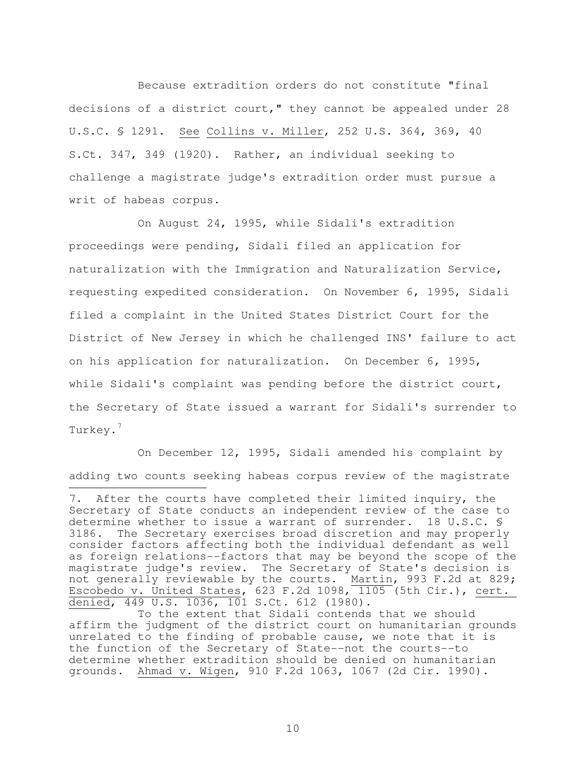Because extradition orders do not constitute "final decisions of a district court," they cannot be appealed under 28 U.S.C. § 1291. See Collins v. Miller, 252 U.S. 364, 369, 40 S.Ct. 347, 349 (1920). Rather, an individual seeking to challenge a magistrate judge's extradition order must pursue a writ of habeas corpus.

On August 24, 1995, while Sidali's extradition proceedings were pending, Sidali filed an application for naturalization with the Immigration and Naturalization Service, requesting expedited consideration. On November 6, 1995, Sidali filed a complaint in the United States District Court for the District of New Jersey in which he challenged INS' failure to act on his application for naturalization. On December 6, 1995, while Sidali's complaint was pending before the district court, the Secretary of State issued a warrant for Sidali's surrender to Turkey.[7]

On December 12, 1995, Sidali amended his complaint by adding two counts seeking habeas corpus review of the magistrate

---

7. After the courts have completed their limited inquiry, the Secretary of State conducts an independent review of the case to determine whether to issue a warrant of surrender. 18 U.S.C. § 3186. The Secretary exercises broad discretion and may properly consider factors affecting both the individual defendant as well as foreign relations--factors that may be beyond the scope of the magistrate judge's review. The Secretary of State's decision is not generally reviewable by the courts. Martin, 993 F.2d at 829; Escobedo v. United States, 623 F.2d 1098, 1105 (5th Cir.), cert. denied, 449 U.S. 1036, 101 S.Ct. 612 (1980).

To the extent that Sidali contends that we should affirm the judgment of the district court on humanitarian grounds unrelated to the finding of probable cause, we note that it is the function of the Secretary of State--not the courts--to determine whether extradition should be denied on humanitarian grounds. Ahmad v. Wigen, 910 F.2d 1063, 1067 (2d Cir. 1990).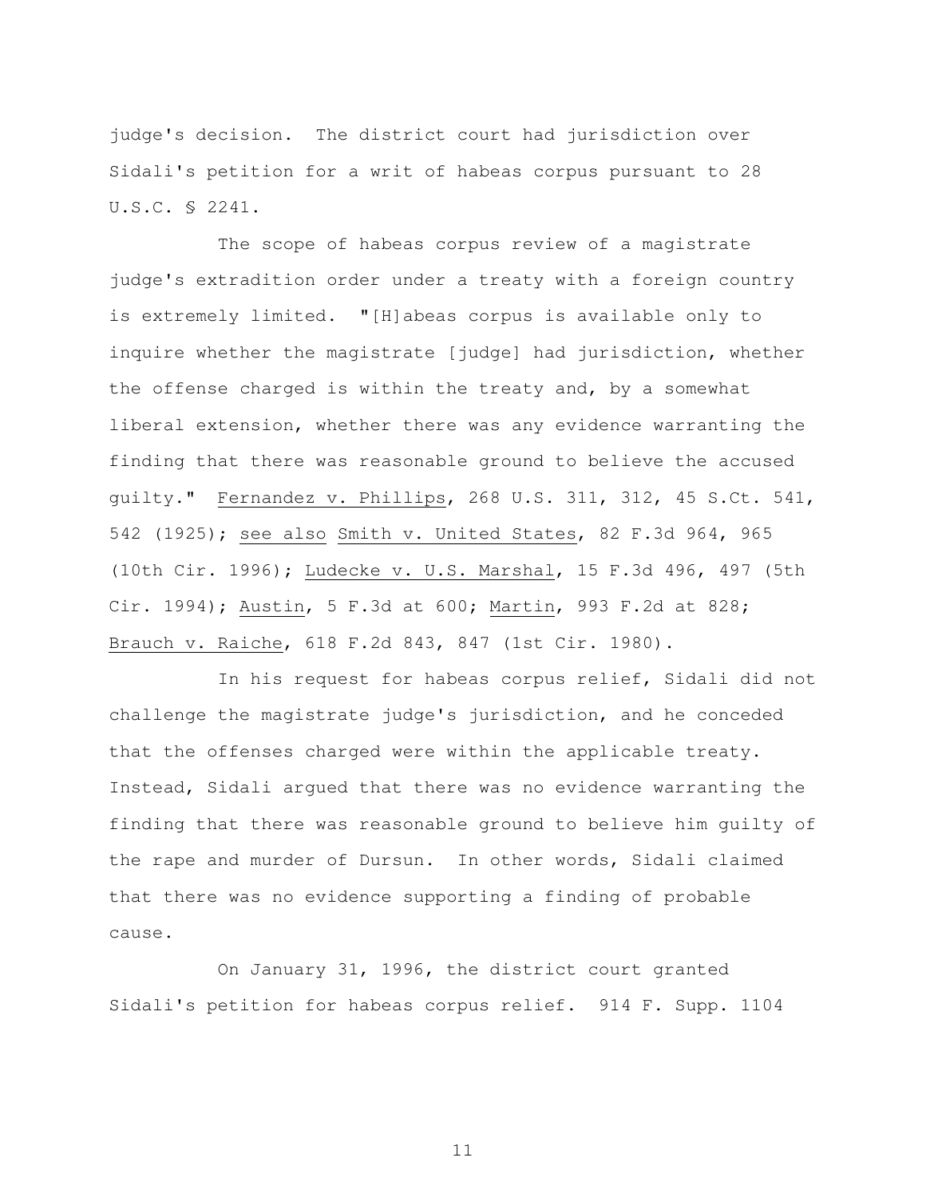judge's decision. The district court had jurisdiction over Sidali's petition for a writ of habeas corpus pursuant to 28 U.S.C. § 2241.

The scope of habeas corpus review of a magistrate judge's extradition order under a treaty with a foreign country is extremely limited. "[H]abeas corpus is available only to inquire whether the magistrate [judge] had jurisdiction, whether the offense charged is within the treaty and, by a somewhat liberal extension, whether there was any evidence warranting the finding that there was reasonable ground to believe the accused guilty." Fernandez v. Phillips, 268 U.S. 311, 312, 45 S.Ct. 541, 542 (1925); see also Smith v. United States, 82 F.3d 964, 965 (10th Cir. 1996); Ludecke v. U.S. Marshal, 15 F.3d 496, 497 (5th Cir. 1994); Austin, 5 F.3d at 600; Martin, 993 F.2d at 828; Brauch v. Raiche, 618 F.2d 843, 847 (1st Cir. 1980).

In his request for habeas corpus relief, Sidali did not challenge the magistrate judge's jurisdiction, and he conceded that the offenses charged were within the applicable treaty. Instead, Sidali argued that there was no evidence warranting the finding that there was reasonable ground to believe him guilty of the rape and murder of Dursun. In other words, Sidali claimed that there was no evidence supporting a finding of probable cause.

On January 31, 1996, the district court granted Sidali's petition for habeas corpus relief. 914 F. Supp. 1104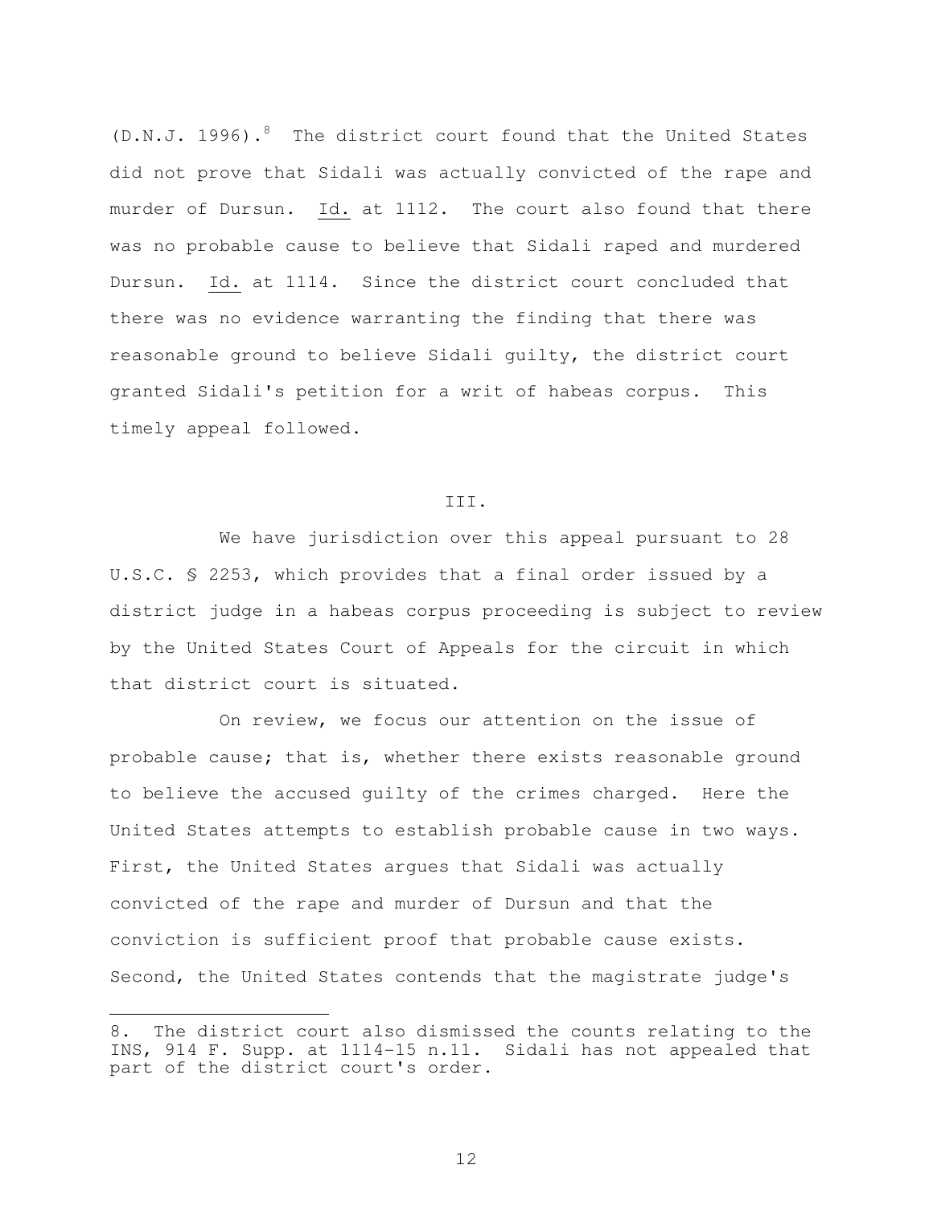(D.N.J. 1996).[8] The district court found that the United States did not prove that Sidali was actually convicted of the rape and murder of Dursun. Id. at 1112. The court also found that there was no probable cause to believe that Sidali raped and murdered Dursun. Id. at 1114. Since the district court concluded that there was no evidence warranting the finding that there was reasonable ground to believe Sidali guilty, the district court granted Sidali's petition for a writ of habeas corpus. This timely appeal followed.

## III.

We have jurisdiction over this appeal pursuant to 28 U.S.C. § 2253, which provides that a final order issued by a district judge in a habeas corpus proceeding is subject to review by the United States Court of Appeals for the circuit in which that district court is situated.

On review, we focus our attention on the issue of probable cause; that is, whether there exists reasonable ground to believe the accused guilty of the crimes charged. Here the United States attempts to establish probable cause in two ways. First, the United States argues that Sidali was actually convicted of the rape and murder of Dursun and that the conviction is sufficient proof that probable cause exists. Second, the United States contends that the magistrate judge's

---

8. The district court also dismissed the counts relating to the INS, 914 F. Supp. at 1114-15 n.11. Sidali has not appealed that part of the district court's order.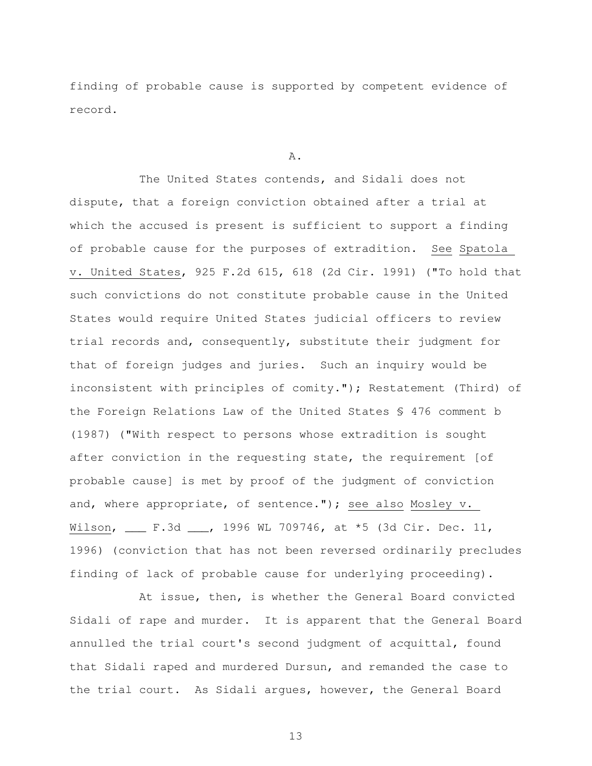finding of probable cause is supported by competent evidence of record.

A.

The United States contends, and Sidali does not dispute, that a foreign conviction obtained after a trial at which the accused is present is sufficient to support a finding of probable cause for the purposes of extradition. See Spatola v. United States, 925 F.2d 615, 618 (2d Cir. 1991) ("To hold that such convictions do not constitute probable cause in the United States would require United States judicial officers to review trial records and, consequently, substitute their judgment for that of foreign judges and juries. Such an inquiry would be inconsistent with principles of comity."); Restatement (Third) of the Foreign Relations Law of the United States § 476 comment b (1987) ("With respect to persons whose extradition is sought after conviction in the requesting state, the requirement [of probable cause] is met by proof of the judgment of conviction and, where appropriate, of sentence."); see also Mosley v. Wilson, ___ F.3d ___, 1996 WL 709746, at *5 (3d Cir. Dec. 11, 1996) (conviction that has not been reversed ordinarily precludes finding of lack of probable cause for underlying proceeding).

At issue, then, is whether the General Board convicted Sidali of rape and murder. It is apparent that the General Board annulled the trial court's second judgment of acquittal, found that Sidali raped and murdered Dursun, and remanded the case to the trial court. As Sidali argues, however, the General Board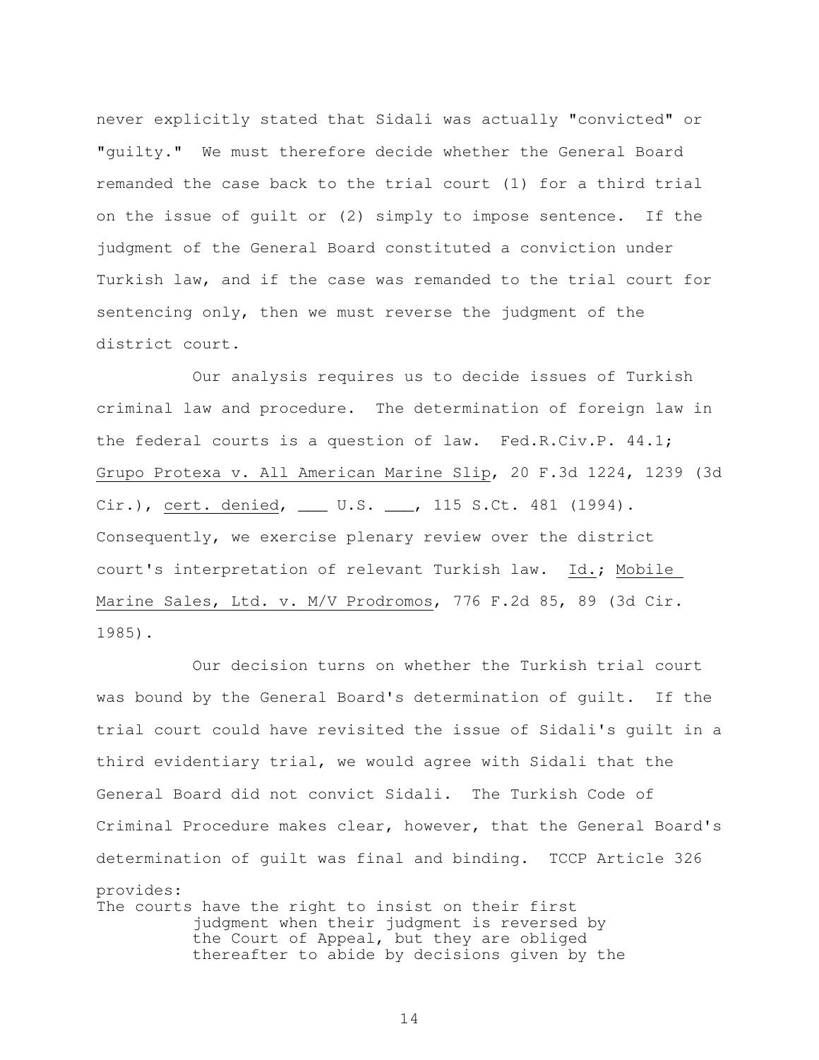never explicitly stated that Sidali was actually "convicted" or "guilty." We must therefore decide whether the General Board remanded the case back to the trial court (1) for a third trial on the issue of guilt or (2) simply to impose sentence. If the judgment of the General Board constituted a conviction under Turkish law, and if the case was remanded to the trial court for sentencing only, then we must reverse the judgment of the district court.

Our analysis requires us to decide issues of Turkish criminal law and procedure. The determination of foreign law in the federal courts is a question of law. Fed.R.Civ.P. 44.1; Grupo Protexa v. All American Marine Slip, 20 F.3d 1224, 1239 (3d Cir.), cert. denied, ___ U.S. ___, 115 S.Ct. 481 (1994). Consequently, we exercise plenary review over the district court's interpretation of relevant Turkish law. Id.; Mobile Marine Sales, Ltd. v. M/V Prodromos, 776 F.2d 85, 89 (3d Cir. 1985).

Our decision turns on whether the Turkish trial court was bound by the General Board's determination of guilt. If the trial court could have revisited the issue of Sidali's guilt in a third evidentiary trial, we would agree with Sidali that the General Board did not convict Sidali. The Turkish Code of Criminal Procedure makes clear, however, that the General Board's determination of guilt was final and binding. TCCP Article 326 provides:

> The courts have the right to insist on their first judgment when their judgment is reversed by the Court of Appeal, but they are obliged thereafter to abide by decisions given by the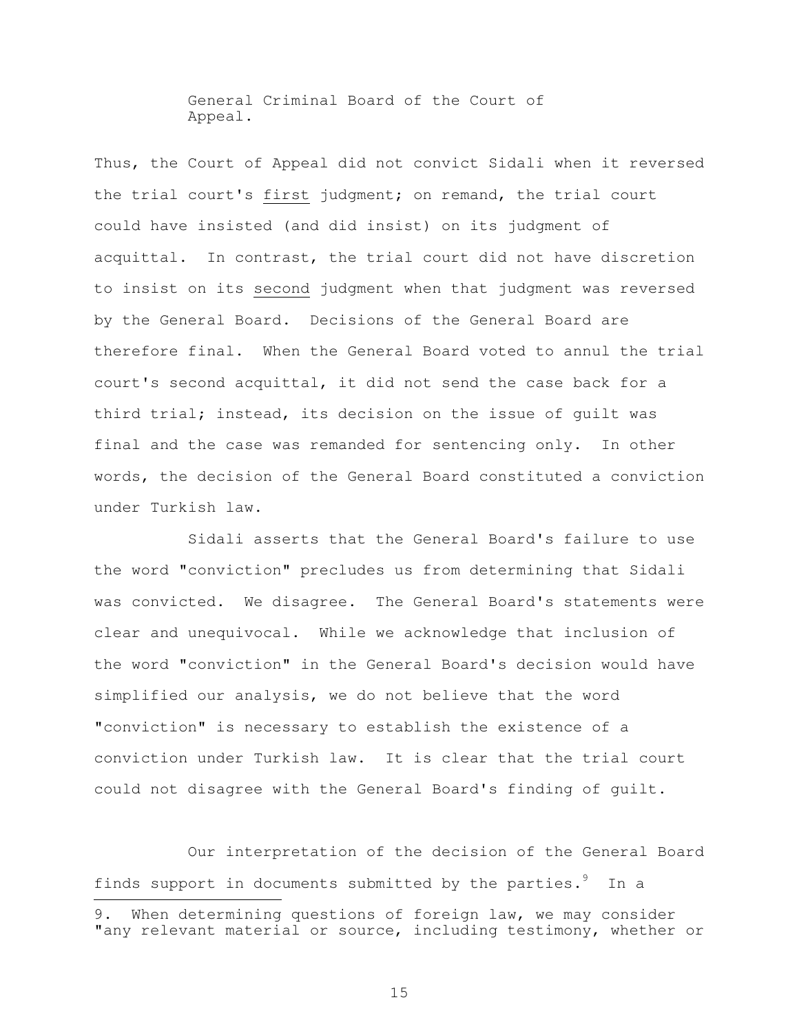General Criminal Board of the Court of Appeal.

Thus, the Court of Appeal did not convict Sidali when it reversed the trial court's <u>first</u> judgment; on remand, the trial court could have insisted (and did insist) on its judgment of acquittal. In contrast, the trial court did not have discretion to insist on its <u>second</u> judgment when that judgment was reversed by the General Board. Decisions of the General Board are therefore final. When the General Board voted to annul the trial court's second acquittal, it did not send the case back for a third trial; instead, its decision on the issue of guilt was final and the case was remanded for sentencing only. In other words, the decision of the General Board constituted a conviction under Turkish law.

Sidali asserts that the General Board's failure to use the word "conviction" precludes us from determining that Sidali was convicted. We disagree. The General Board's statements were clear and unequivocal. While we acknowledge that inclusion of the word "conviction" in the General Board's decision would have simplified our analysis, we do not believe that the word "conviction" is necessary to establish the existence of a conviction under Turkish law. It is clear that the trial court could not disagree with the General Board's finding of guilt.

Our interpretation of the decision of the General Board finds support in documents submitted by the parties.[9] In a

---

9. When determining questions of foreign law, we may consider "any relevant material or source, including testimony, whether or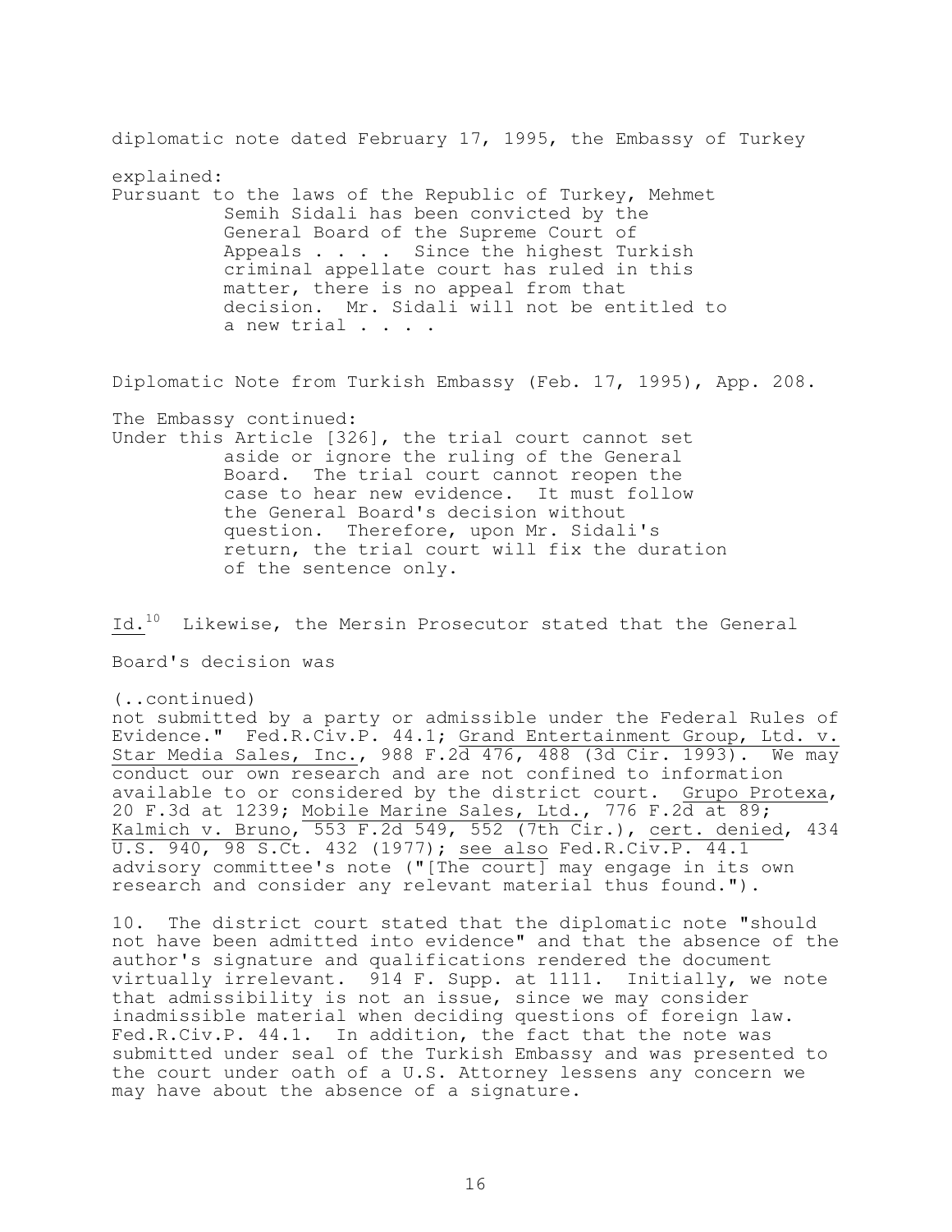diplomatic note dated February 17, 1995, the Embassy of Turkey explained:

> Pursuant to the laws of the Republic of Turkey, Mehmet Semih Sidali has been convicted by the General Board of the Supreme Court of Appeals . . . . Since the highest Turkish criminal appellate court has ruled in this matter, there is no appeal from that decision. Mr. Sidali will not be entitled to a new trial . . . .

Diplomatic Note from Turkish Embassy (Feb. 17, 1995), App. 208.

The Embassy continued:

> Under this Article [326], the trial court cannot set aside or ignore the ruling of the General Board. The trial court cannot reopen the case to hear new evidence. It must follow the General Board's decision without question. Therefore, upon Mr. Sidali's return, the trial court will fix the duration of the sentence only.

Id.[10] Likewise, the Mersin Prosecutor stated that the General Board's decision was

(..continued)
not submitted by a party or admissible under the Federal Rules of Evidence." Fed.R.Civ.P. 44.1; Grand Entertainment Group, Ltd. v. Star Media Sales, Inc., 988 F.2d 476, 488 (3d Cir. 1993). We may conduct our own research and are not confined to information available to or considered by the district court. Grupo Protexa, 20 F.3d at 1239; Mobile Marine Sales, Ltd., 776 F.2d at 89; Kalmich v. Bruno, 553 F.2d 549, 552 (7th Cir.), cert. denied, 434 U.S. 940, 98 S.Ct. 432 (1977); see also Fed.R.Civ.P. 44.1 advisory committee's note ("[The court] may engage in its own research and consider any relevant material thus found.").

10. The district court stated that the diplomatic note "should not have been admitted into evidence" and that the absence of the author's signature and qualifications rendered the document virtually irrelevant. 914 F. Supp. at 1111. Initially, we note that admissibility is not an issue, since we may consider inadmissible material when deciding questions of foreign law. Fed.R.Civ.P. 44.1. In addition, the fact that the note was submitted under seal of the Turkish Embassy and was presented to the court under oath of a U.S. Attorney lessens any concern we may have about the absence of a signature.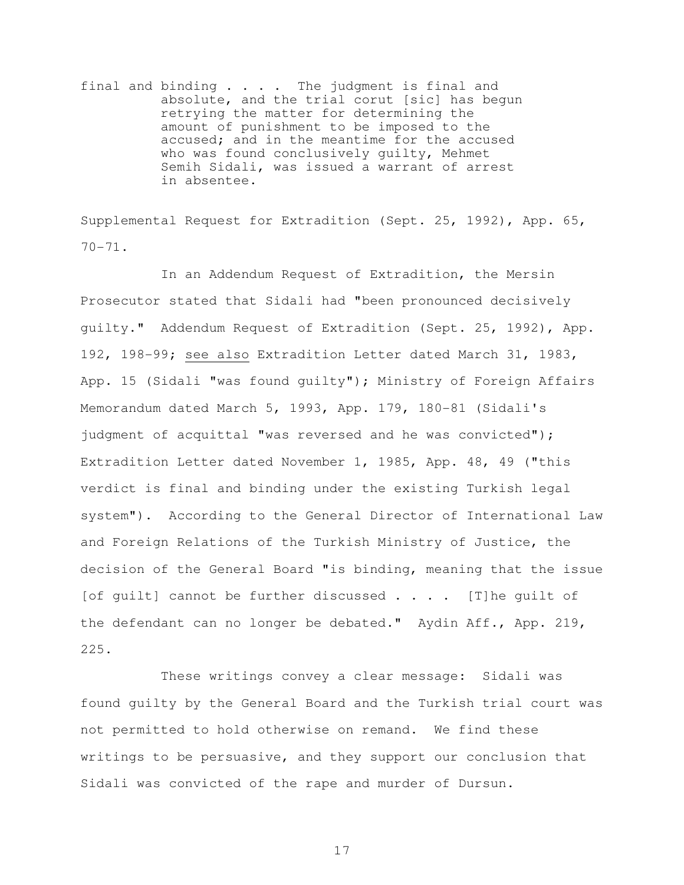> final and binding . . . . The judgment is final and absolute, and the trial corut [sic] has begun retrying the matter for determining the amount of punishment to be imposed to the accused; and in the meantime for the accused who was found conclusively guilty, Mehmet Semih Sidali, was issued a warrant of arrest in absentee.

Supplemental Request for Extradition (Sept. 25, 1992), App. 65, 70-71.

In an Addendum Request of Extradition, the Mersin Prosecutor stated that Sidali had "been pronounced decisively guilty." Addendum Request of Extradition (Sept. 25, 1992), App. 192, 198-99; see also Extradition Letter dated March 31, 1983, App. 15 (Sidali "was found guilty"); Ministry of Foreign Affairs Memorandum dated March 5, 1993, App. 179, 180-81 (Sidali's judgment of acquittal "was reversed and he was convicted"); Extradition Letter dated November 1, 1985, App. 48, 49 ("this verdict is final and binding under the existing Turkish legal system"). According to the General Director of International Law and Foreign Relations of the Turkish Ministry of Justice, the decision of the General Board "is binding, meaning that the issue [of guilt] cannot be further discussed . . . . [T]he guilt of the defendant can no longer be debated." Aydin Aff., App. 219, 225.

These writings convey a clear message: Sidali was found guilty by the General Board and the Turkish trial court was not permitted to hold otherwise on remand. We find these writings to be persuasive, and they support our conclusion that Sidali was convicted of the rape and murder of Dursun.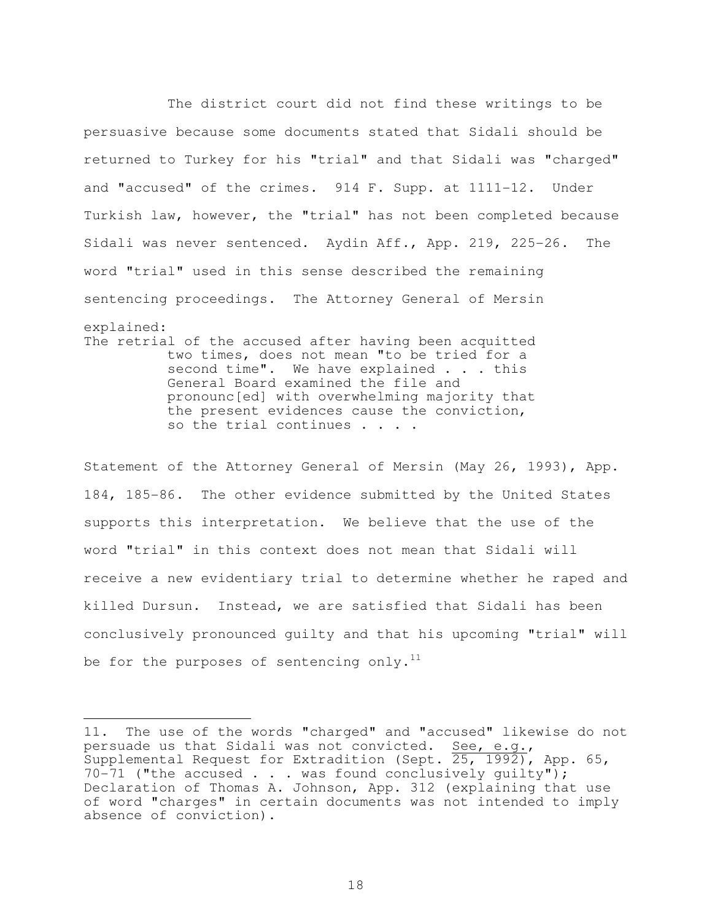The district court did not find these writings to be persuasive because some documents stated that Sidali should be returned to Turkey for his "trial" and that Sidali was "charged" and "accused" of the crimes. 914 F. Supp. at 1111-12. Under Turkish law, however, the "trial" has not been completed because Sidali was never sentenced. Aydin Aff., App. 219, 225-26. The word "trial" used in this sense described the remaining sentencing proceedings. The Attorney General of Mersin explained:

> The retrial of the accused after having been acquitted two times, does not mean "to be tried for a second time". We have explained . . . this General Board examined the file and pronounc[ed] with overwhelming majority that the present evidences cause the conviction, so the trial continues . . . .

Statement of the Attorney General of Mersin (May 26, 1993), App. 184, 185-86. The other evidence submitted by the United States supports this interpretation. We believe that the use of the word "trial" in this context does not mean that Sidali will receive a new evidentiary trial to determine whether he raped and killed Dursun. Instead, we are satisfied that Sidali has been conclusively pronounced guilty and that his upcoming "trial" will be for the purposes of sentencing only.[11]

---

11. The use of the words "charged" and "accused" likewise do not persuade us that Sidali was not convicted. See, e.g., Supplemental Request for Extradition (Sept. 25, 1992), App. 65, 70-71 ("the accused . . . was found conclusively guilty"); Declaration of Thomas A. Johnson, App. 312 (explaining that use of word "charges" in certain documents was not intended to imply absence of conviction).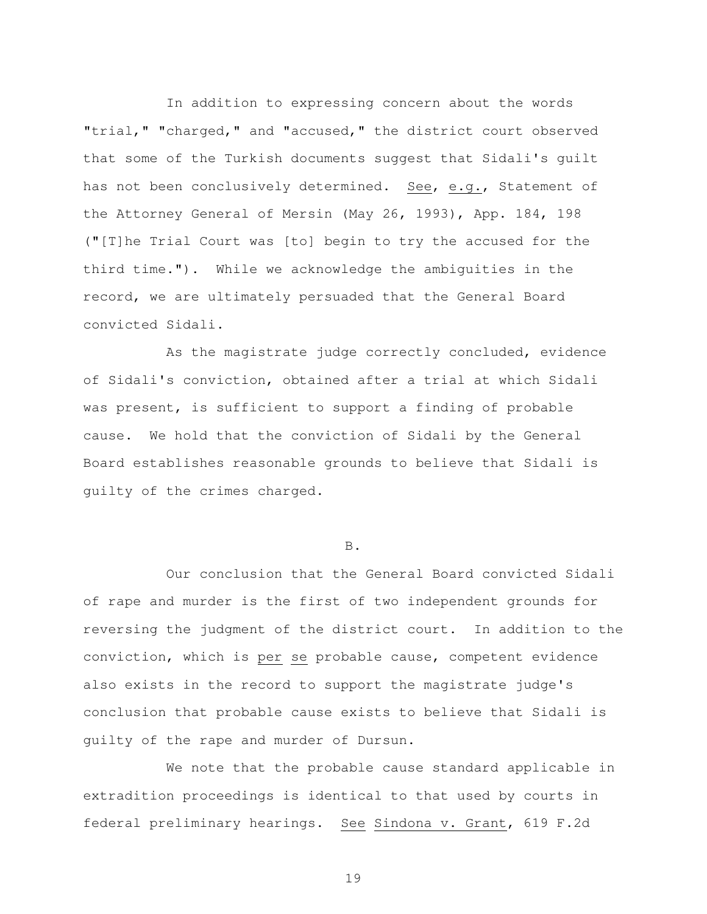In addition to expressing concern about the words "trial," "charged," and "accused," the district court observed that some of the Turkish documents suggest that Sidali's guilt has not been conclusively determined. See, e.g., Statement of the Attorney General of Mersin (May 26, 1993), App. 184, 198 ("[T]he Trial Court was [to] begin to try the accused for the third time."). While we acknowledge the ambiguities in the record, we are ultimately persuaded that the General Board convicted Sidali.

As the magistrate judge correctly concluded, evidence of Sidali's conviction, obtained after a trial at which Sidali was present, is sufficient to support a finding of probable cause. We hold that the conviction of Sidali by the General Board establishes reasonable grounds to believe that Sidali is guilty of the crimes charged.

B.

Our conclusion that the General Board convicted Sidali of rape and murder is the first of two independent grounds for reversing the judgment of the district court. In addition to the conviction, which is per se probable cause, competent evidence also exists in the record to support the magistrate judge's conclusion that probable cause exists to believe that Sidali is guilty of the rape and murder of Dursun.

We note that the probable cause standard applicable in extradition proceedings is identical to that used by courts in federal preliminary hearings. See Sindona v. Grant, 619 F.2d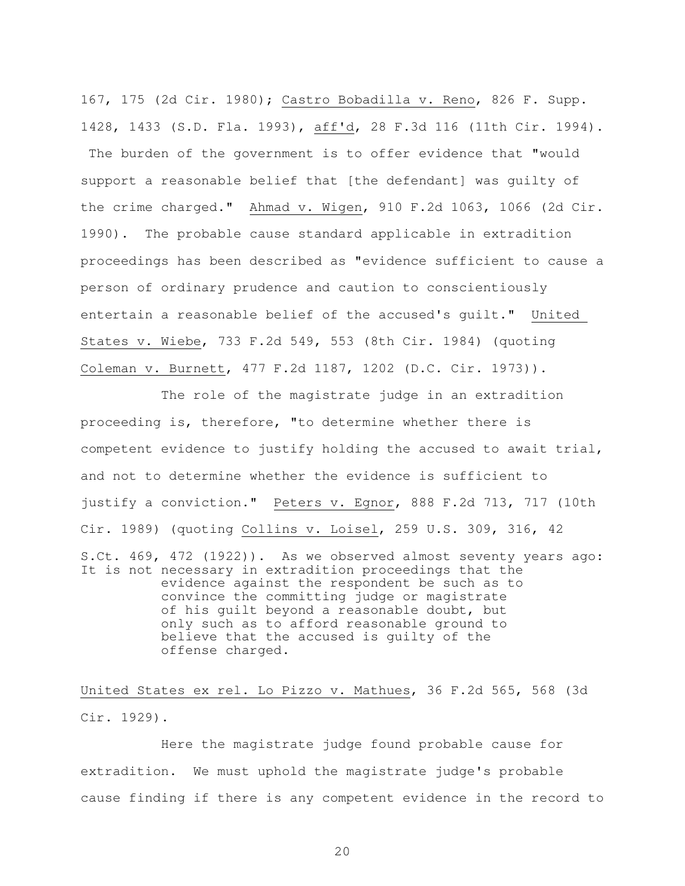167, 175 (2d Cir. 1980); Castro Bobadilla v. Reno, 826 F. Supp. 1428, 1433 (S.D. Fla. 1993), aff'd, 28 F.3d 116 (11th Cir. 1994). The burden of the government is to offer evidence that "would support a reasonable belief that [the defendant] was guilty of the crime charged." Ahmad v. Wigen, 910 F.2d 1063, 1066 (2d Cir. 1990). The probable cause standard applicable in extradition proceedings has been described as "evidence sufficient to cause a person of ordinary prudence and caution to conscientiously entertain a reasonable belief of the accused's guilt." United States v. Wiebe, 733 F.2d 549, 553 (8th Cir. 1984) (quoting Coleman v. Burnett, 477 F.2d 1187, 1202 (D.C. Cir. 1973)).

The role of the magistrate judge in an extradition proceeding is, therefore, "to determine whether there is competent evidence to justify holding the accused to await trial, and not to determine whether the evidence is sufficient to justify a conviction." Peters v. Egnor, 888 F.2d 713, 717 (10th Cir. 1989) (quoting Collins v. Loisel, 259 U.S. 309, 316, 42 S.Ct. 469, 472 (1922)). As we observed almost seventy years ago:

> It is not necessary in extradition proceedings that the evidence against the respondent be such as to convince the committing judge or magistrate of his guilt beyond a reasonable doubt, but only such as to afford reasonable ground to believe that the accused is guilty of the offense charged.

United States ex rel. Lo Pizzo v. Mathues, 36 F.2d 565, 568 (3d Cir. 1929).

Here the magistrate judge found probable cause for extradition. We must uphold the magistrate judge's probable cause finding if there is any competent evidence in the record to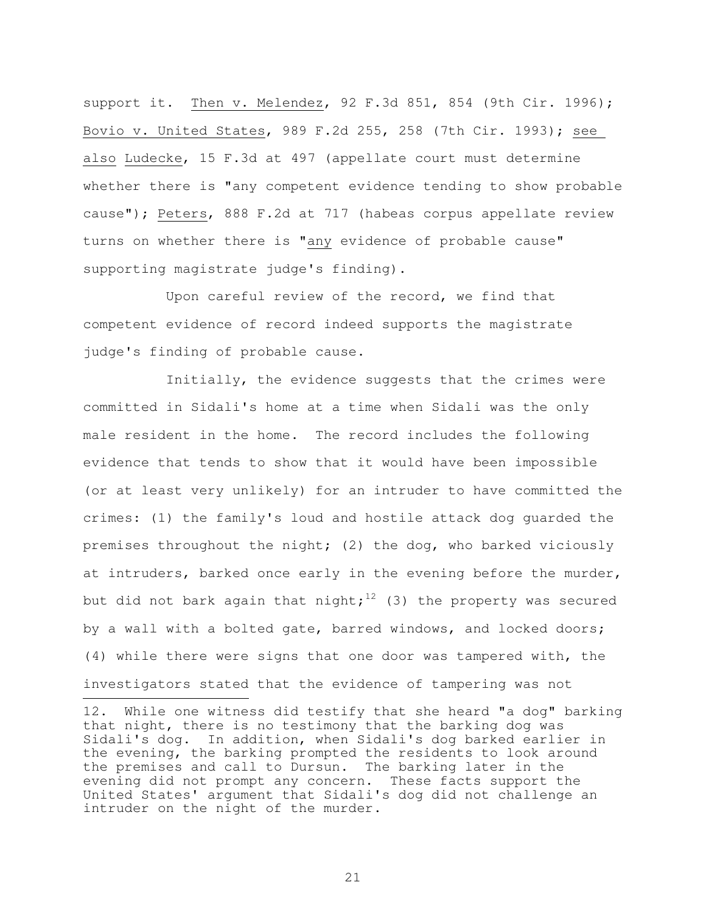support it. Then v. Melendez, 92 F.3d 851, 854 (9th Cir. 1996); Bovio v. United States, 989 F.2d 255, 258 (7th Cir. 1993); see also Ludecke, 15 F.3d at 497 (appellate court must determine whether there is "any competent evidence tending to show probable cause"); Peters, 888 F.2d at 717 (habeas corpus appellate review turns on whether there is "any evidence of probable cause" supporting magistrate judge's finding).

Upon careful review of the record, we find that competent evidence of record indeed supports the magistrate judge's finding of probable cause.

Initially, the evidence suggests that the crimes were committed in Sidali's home at a time when Sidali was the only male resident in the home. The record includes the following evidence that tends to show that it would have been impossible (or at least very unlikely) for an intruder to have committed the crimes: (1) the family's loud and hostile attack dog guarded the premises throughout the night; (2) the dog, who barked viciously at intruders, barked once early in the evening before the murder, but did not bark again that night;[12] (3) the property was secured by a wall with a bolted gate, barred windows, and locked doors; (4) while there were signs that one door was tampered with, the investigators stated that the evidence of tampering was not

12. While one witness did testify that she heard "a dog" barking that night, there is no testimony that the barking dog was Sidali's dog. In addition, when Sidali's dog barked earlier in the evening, the barking prompted the residents to look around the premises and call to Dursun. The barking later in the evening did not prompt any concern. These facts support the United States' argument that Sidali's dog did not challenge an intruder on the night of the murder.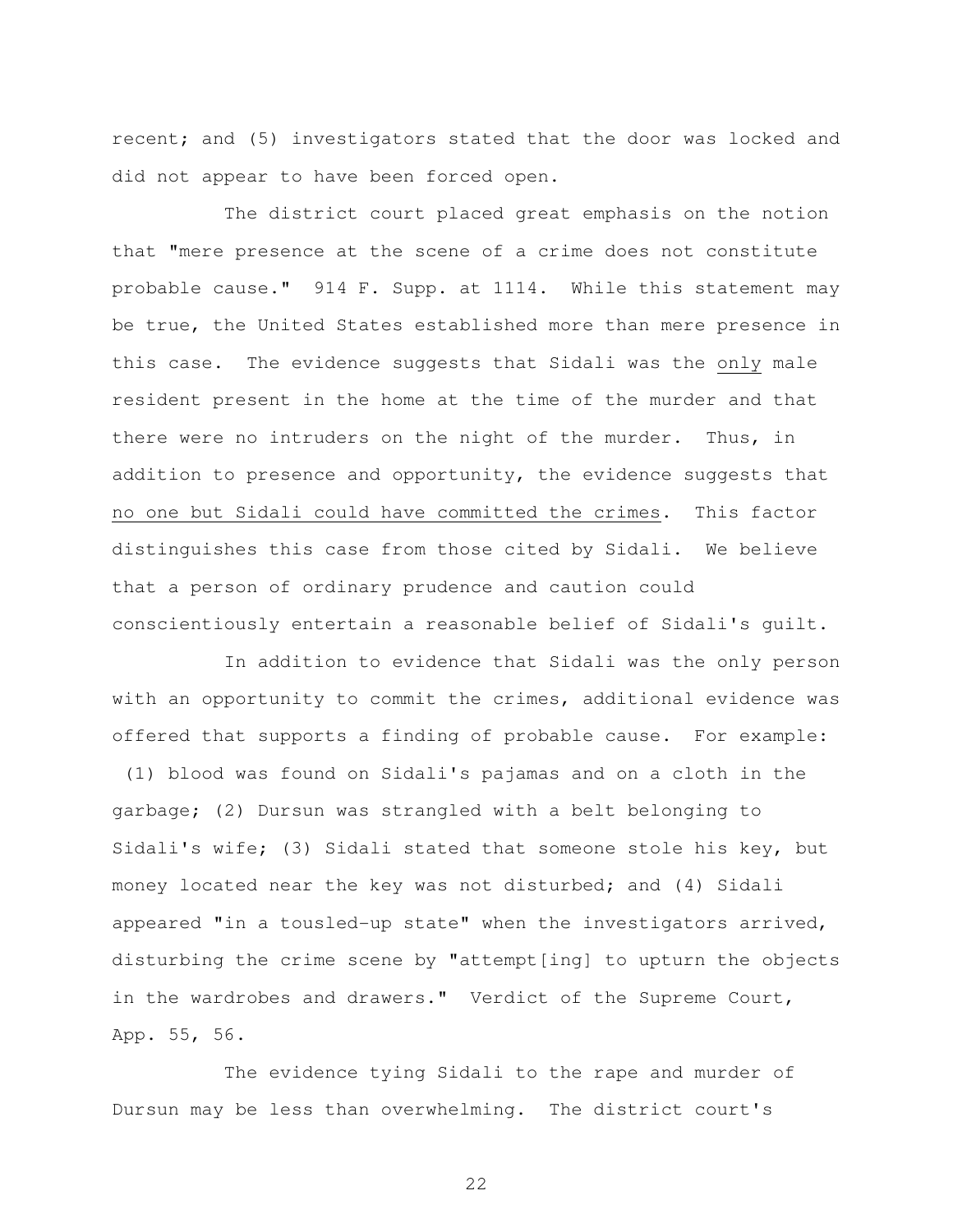recent; and (5) investigators stated that the door was locked and did not appear to have been forced open.

The district court placed great emphasis on the notion that "mere presence at the scene of a crime does not constitute probable cause." 914 F. Supp. at 1114. While this statement may be true, the United States established more than mere presence in this case. The evidence suggests that Sidali was the only male resident present in the home at the time of the murder and that there were no intruders on the night of the murder. Thus, in addition to presence and opportunity, the evidence suggests that no one but Sidali could have committed the crimes. This factor distinguishes this case from those cited by Sidali. We believe that a person of ordinary prudence and caution could conscientiously entertain a reasonable belief of Sidali's guilt.

In addition to evidence that Sidali was the only person with an opportunity to commit the crimes, additional evidence was offered that supports a finding of probable cause. For example: (1) blood was found on Sidali's pajamas and on a cloth in the garbage; (2) Dursun was strangled with a belt belonging to Sidali's wife; (3) Sidali stated that someone stole his key, but money located near the key was not disturbed; and (4) Sidali appeared "in a tousled-up state" when the investigators arrived, disturbing the crime scene by "attempt[ing] to upturn the objects in the wardrobes and drawers." Verdict of the Supreme Court, App. 55, 56.

The evidence tying Sidali to the rape and murder of Dursun may be less than overwhelming. The district court's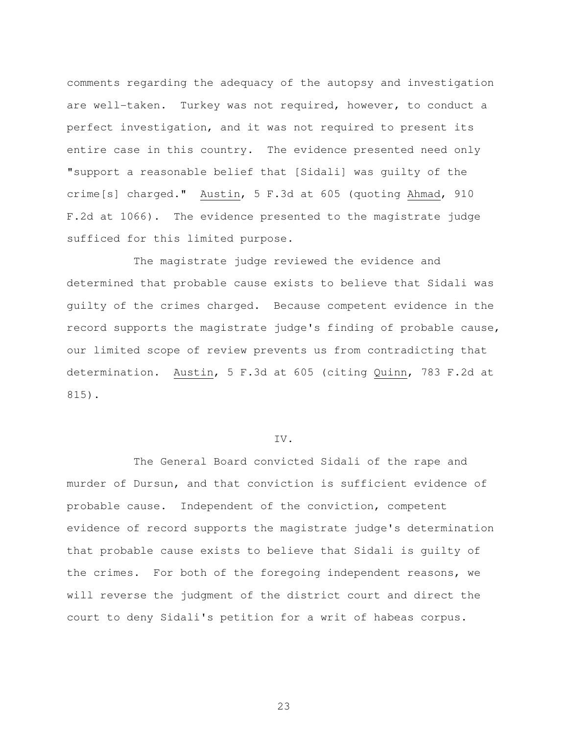comments regarding the adequacy of the autopsy and investigation are well-taken. Turkey was not required, however, to conduct a perfect investigation, and it was not required to present its entire case in this country. The evidence presented need only "support a reasonable belief that [Sidali] was guilty of the crime[s] charged." Austin, 5 F.3d at 605 (quoting Ahmad, 910 F.2d at 1066). The evidence presented to the magistrate judge sufficed for this limited purpose.

The magistrate judge reviewed the evidence and determined that probable cause exists to believe that Sidali was guilty of the crimes charged. Because competent evidence in the record supports the magistrate judge's finding of probable cause, our limited scope of review prevents us from contradicting that determination. Austin, 5 F.3d at 605 (citing Quinn, 783 F.2d at 815).

## IV.

The General Board convicted Sidali of the rape and murder of Dursun, and that conviction is sufficient evidence of probable cause. Independent of the conviction, competent evidence of record supports the magistrate judge's determination that probable cause exists to believe that Sidali is guilty of the crimes. For both of the foregoing independent reasons, we will reverse the judgment of the district court and direct the court to deny Sidali's petition for a writ of habeas corpus.